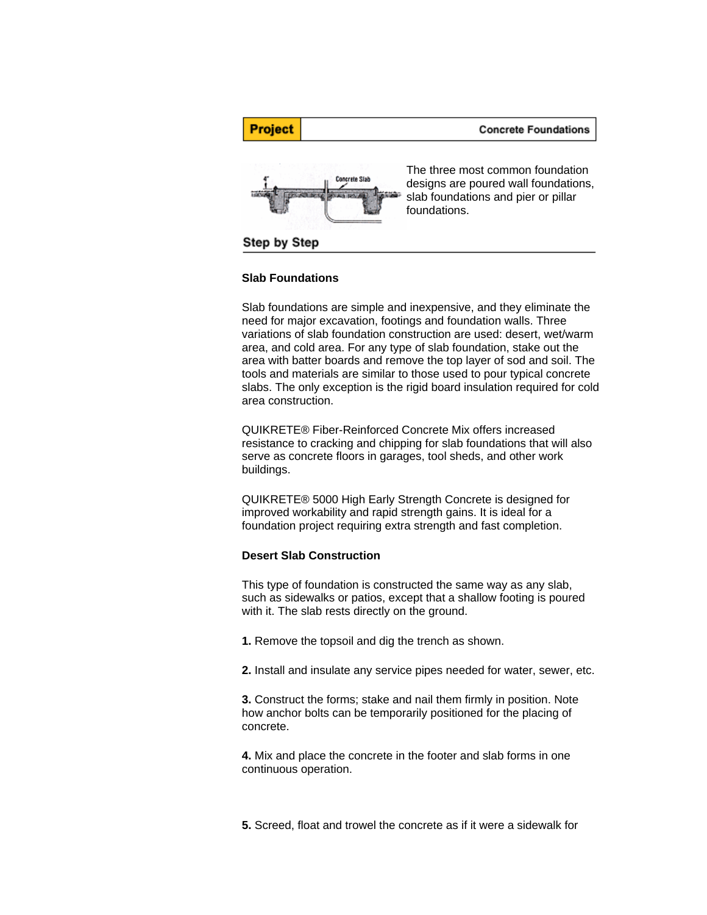| **Project** | **Concrete Foundations** |
|---|---|

The three most common foundation designs are poured wall foundations, slab foundations and pier or pillar foundations.

## Step by Step

### Slab Foundations

Slab foundations are simple and inexpensive, and they eliminate the need for major excavation, footings and foundation walls. Three variations of slab foundation construction are used: desert, wet/warm area, and cold area. For any type of slab foundation, stake out the area with batter boards and remove the top layer of sod and soil. The tools and materials are similar to those used to pour typical concrete slabs. The only exception is the rigid board insulation required for cold area construction.

QUIKRETE® Fiber-Reinforced Concrete Mix offers increased resistance to cracking and chipping for slab foundations that will also serve as concrete floors in garages, tool sheds, and other work buildings.

QUIKRETE® 5000 High Early Strength Concrete is designed for improved workability and rapid strength gains. It is ideal for a foundation project requiring extra strength and fast completion.

### Desert Slab Construction

This type of foundation is constructed the same way as any slab, such as sidewalks or patios, except that a shallow footing is poured with it. The slab rests directly on the ground.

**1.** Remove the topsoil and dig the trench as shown.

**2.** Install and insulate any service pipes needed for water, sewer, etc.

**3.** Construct the forms; stake and nail them firmly in position. Note how anchor bolts can be temporarily positioned for the placing of concrete.

**4.** Mix and place the concrete in the footer and slab forms in one continuous operation.

**5.** Screed, float and trowel the concrete as if it were a sidewalk for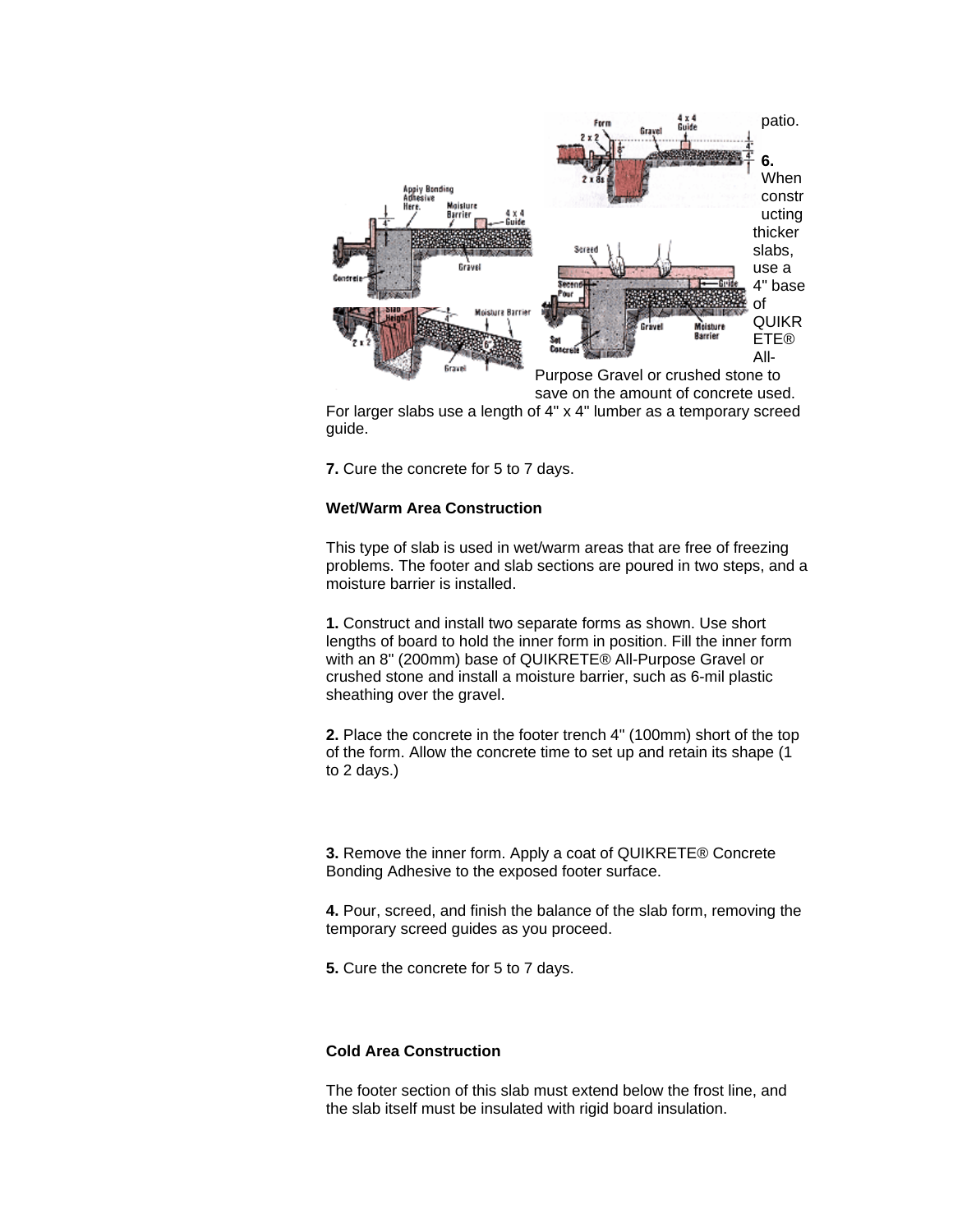patio.

**6.** When constructing thicker slabs, use a 4" base of QUIKRETE® All-Purpose Gravel or crushed stone to save on the amount of concrete used. For larger slabs use a length of 4" x 4" lumber as a temporary screed guide.

**7.** Cure the concrete for 5 to 7 days.

**Wet/Warm Area Construction**

This type of slab is used in wet/warm areas that are free of freezing problems. The footer and slab sections are poured in two steps, and a moisture barrier is installed.

**1.** Construct and install two separate forms as shown. Use short lengths of board to hold the inner form in position. Fill the inner form with an 8" (200mm) base of QUIKRETE® All-Purpose Gravel or crushed stone and install a moisture barrier, such as 6-mil plastic sheathing over the gravel.

**2.** Place the concrete in the footer trench 4" (100mm) short of the top of the form. Allow the concrete time to set up and retain its shape (1 to 2 days.)

**3.** Remove the inner form. Apply a coat of QUIKRETE® Concrete Bonding Adhesive to the exposed footer surface.

**4.** Pour, screed, and finish the balance of the slab form, removing the temporary screed guides as you proceed.

**5.** Cure the concrete for 5 to 7 days.

**Cold Area Construction**

The footer section of this slab must extend below the frost line, and the slab itself must be insulated with rigid board insulation.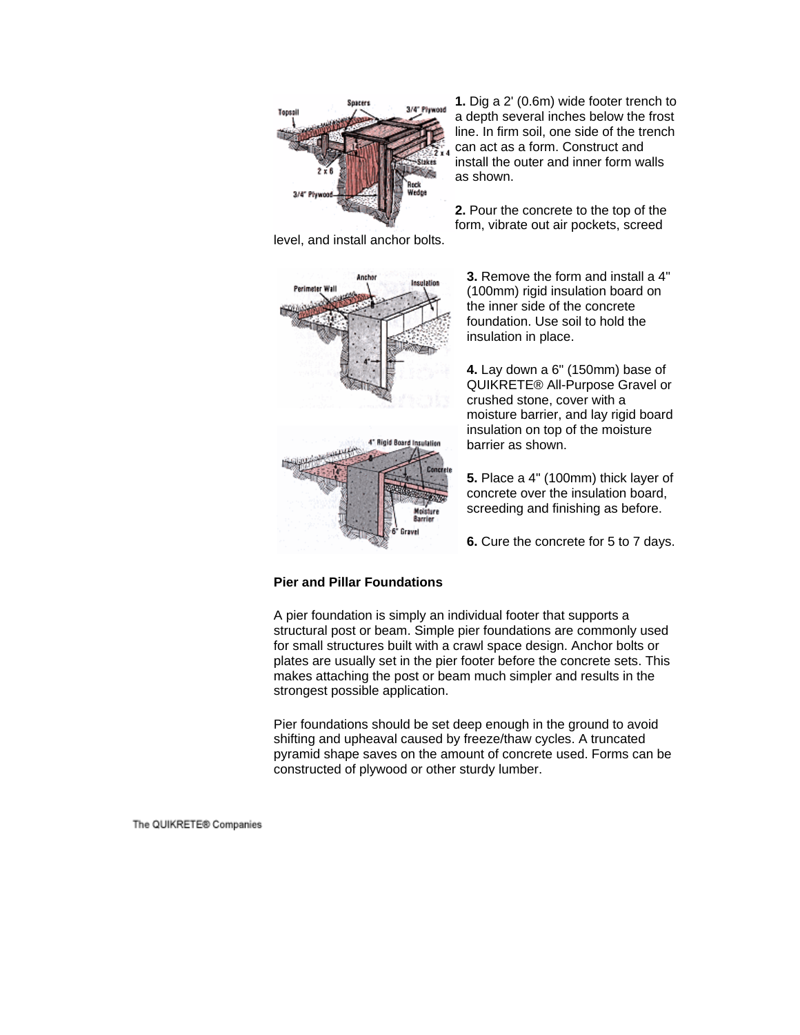**1.** Dig a 2' (0.6m) wide footer trench to a depth several inches below the frost line. In firm soil, one side of the trench can act as a form. Construct and install the outer and inner form walls as shown.

**2.** Pour the concrete to the top of the form, vibrate out air pockets, screed level, and install anchor bolts.

**3.** Remove the form and install a 4" (100mm) rigid insulation board on the inner side of the concrete foundation. Use soil to hold the insulation in place.

**4.** Lay down a 6" (150mm) base of QUIKRETE® All-Purpose Gravel or crushed stone, cover with a moisture barrier, and lay rigid board insulation on top of the moisture barrier as shown.

**5.** Place a 4" (100mm) thick layer of concrete over the insulation board, screeding and finishing as before.

**6.** Cure the concrete for 5 to 7 days.

**Pier and Pillar Foundations**

A pier foundation is simply an individual footer that supports a structural post or beam. Simple pier foundations are commonly used for small structures built with a crawl space design. Anchor bolts or plates are usually set in the pier footer before the concrete sets. This makes attaching the post or beam much simpler and results in the strongest possible application.

Pier foundations should be set deep enough in the ground to avoid shifting and upheaval caused by freeze/thaw cycles. A truncated pyramid shape saves on the amount of concrete used. Forms can be constructed of plywood or other sturdy lumber.